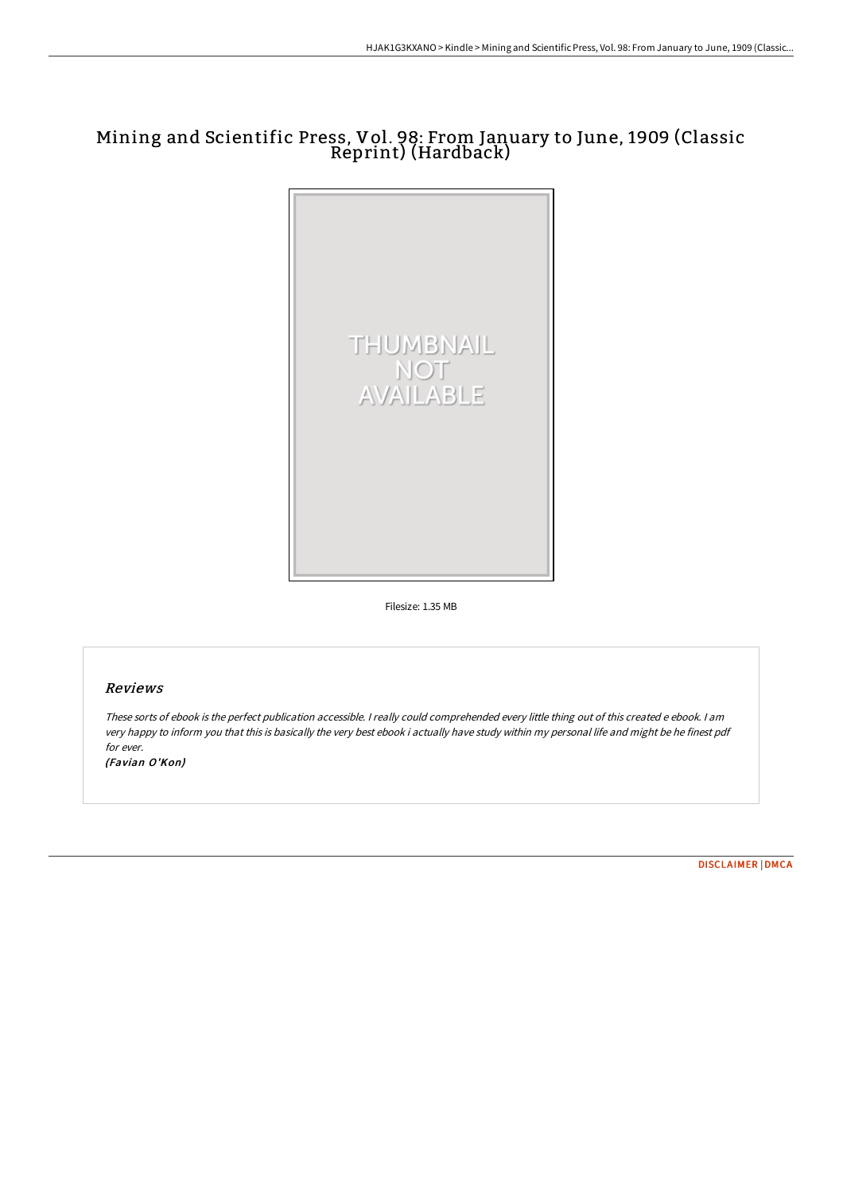# Mining and Scientific Press, Vol. 98: From January to June, 1909 (Classic Reprint) (Hardback)

THUMBNAIL NOT AVAILABLE

Filesize: 1.35 MB

## Reviews

*These sorts of ebook is the perfect publication accessible. I really could comprehended every little thing out of this created e ebook. I am very happy to inform you that this is basically the very best ebook i actually have study within my personal life and might be he finest pdf for ever.*

*(Favian O'Kon)*

DISCLAIMER | DMCA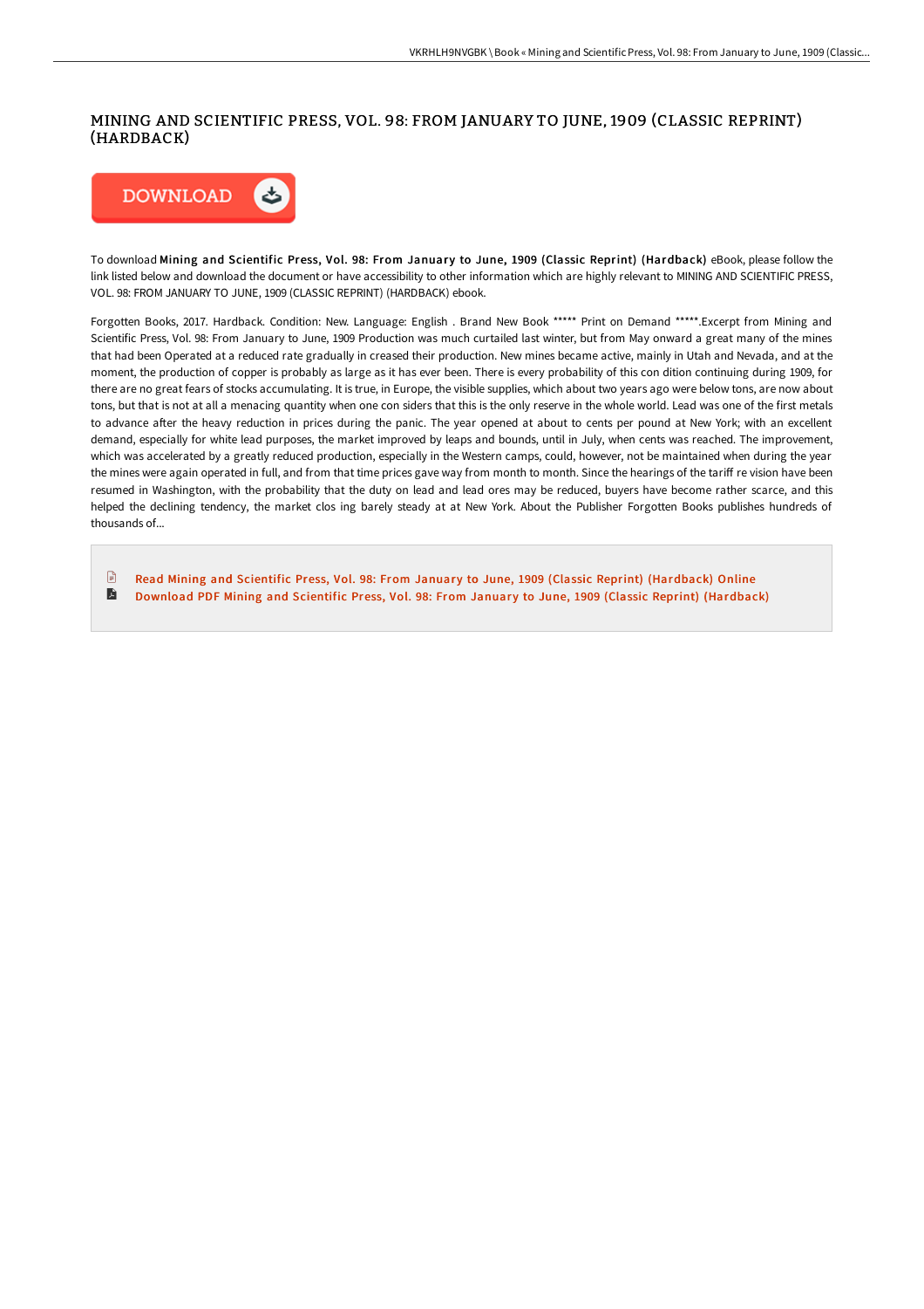# MINING AND SCIENTIFIC PRESS, VOL. 98: FROM JANUARY TO JUNE, 1909 (CLASSIC REPRINT) (HARDBACK)

DOWNLOAD

To download **Mining and Scientific Press, Vol. 98: From January to June, 1909 (Classic Reprint) (Hardback)** eBook, please follow the link listed below and download the document or have accessibility to other information which are highly relevant to MINING AND SCIENTIFIC PRESS, VOL. 98: FROM JANUARY TO JUNE, 1909 (CLASSIC REPRINT) (HARDBACK) ebook.

Forgotten Books, 2017. Hardback. Condition: New. Language: English . Brand New Book ***** Print on Demand *****.Excerpt from Mining and Scientific Press, Vol. 98: From January to June, 1909 Production was much curtailed last winter, but from May onward a great many of the mines that had been Operated at a reduced rate gradually in creased their production. New mines became active, mainly in Utah and Nevada, and at the moment, the production of copper is probably as large as it has ever been. There is every probability of this con dition continuing during 1909, for there are no great fears of stocks accumulating. It is true, in Europe, the visible supplies, which about two years ago were below tons, are now about tons, but that is not at all a menacing quantity when one con siders that this is the only reserve in the whole world. Lead was one of the first metals to advance after the heavy reduction in prices during the panic. The year opened at about to cents per pound at New York; with an excellent demand, especially for white lead purposes, the market improved by leaps and bounds, until in July, when cents was reached. The improvement, which was accelerated by a greatly reduced production, especially in the Western camps, could, however, not be maintained when during the year the mines were again operated in full, and from that time prices gave way from month to month. Since the hearings of the tariff re vision have been resumed in Washington, with the probability that the duty on lead and lead ores may be reduced, buyers have become rather scarce, and this helped the declining tendency, the market clos ing barely steady at at New York. About the Publisher Forgotten Books publishes hundreds of thousands of...

- Read Mining and Scientific Press, Vol. 98: From January to June, 1909 (Classic Reprint) (Hardback) Online
- Download PDF Mining and Scientific Press, Vol. 98: From January to June, 1909 (Classic Reprint) (Hardback)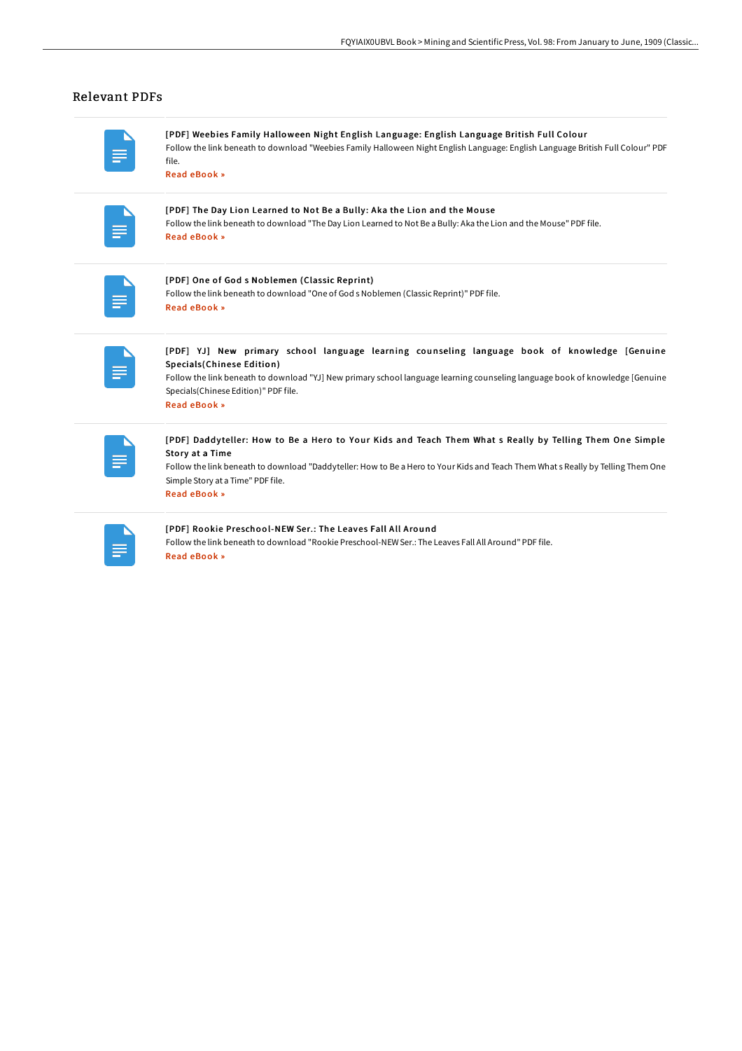## Relevant PDFs

**[PDF] Weebies Family Halloween Night English Language: English Language British Full Colour**

Follow the link beneath to download "Weebies Family Halloween Night English Language: English Language British Full Colour" PDF file.

Read eBook »

**[PDF] The Day Lion Learned to Not Be a Bully: Aka the Lion and the Mouse**

Follow the link beneath to download "The Day Lion Learned to Not Be a Bully: Aka the Lion and the Mouse" PDF file.

Read eBook »

**[PDF] One of God s Noblemen (Classic Reprint)**

Follow the link beneath to download "One of God s Noblemen (Classic Reprint)" PDF file.

Read eBook »

**[PDF] YJ] New primary school language learning counseling language book of knowledge [Genuine Specials(Chinese Edition)**

Follow the link beneath to download "YJ] New primary school language learning counseling language book of knowledge [Genuine Specials(Chinese Edition)" PDF file.

Read eBook »

**[PDF] Daddyteller: How to Be a Hero to Your Kids and Teach Them What s Really by Telling Them One Simple Story at a Time**

Follow the link beneath to download "Daddyteller: How to Be a Hero to Your Kids and Teach Them What s Really by Telling Them One Simple Story at a Time" PDF file.

Read eBook »

**[PDF] Rookie Preschool-NEW Ser.: The Leaves Fall All Around**

Follow the link beneath to download "Rookie Preschool-NEW Ser.: The Leaves Fall All Around" PDF file.

Read eBook »